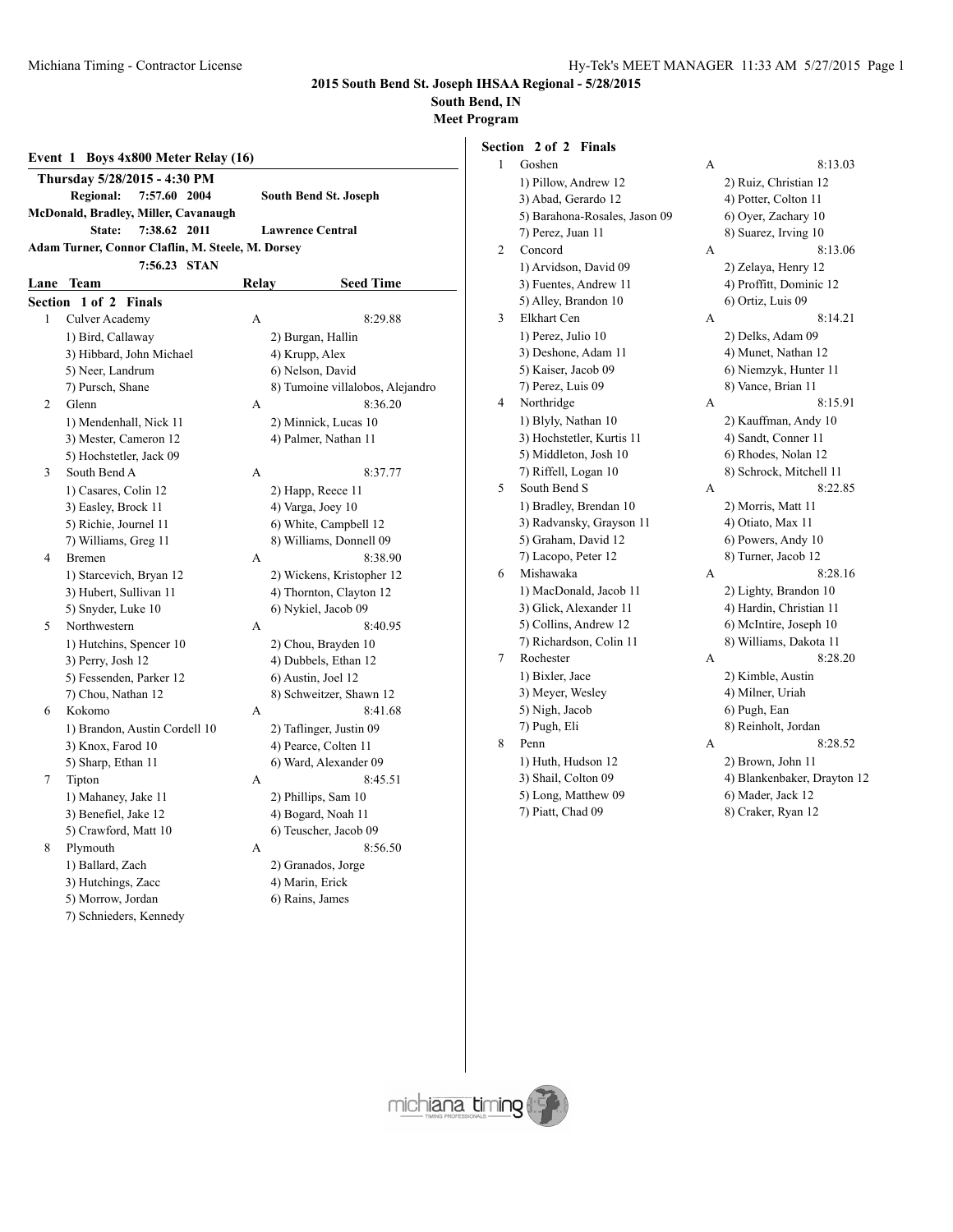# 2015 South Bend St. Joseph IHSAA Regional - 5/28/2015

**South Bend, IN**

**Meet Program**

## Event 1 Boys 4x800 Meter Relay (16)

**Thursday 5/28/2015 - 4:30 PM**

**Regional: 7:57.60 2004 South Bend St. Joseph**
**McDonald, Bradley, Miller, Cavanaugh**
**State: 7:38.62 2011 Lawrence Central**
**Adam Turner, Connor Claflin, M. Steele, M. Dorsey**
**7:56.23 STAN**

### Section 1 of 2 Finals

| Lane | Team | Relay | Seed Time |
|---|---|---|---|
| 1 | Culver Academy | A | 8:29.88 |
| | 1) Bird, Callaway | 2) Burgan, Hallin | |
| | 3) Hibbard, John Michael | 4) Krupp, Alex | |
| | 5) Neer, Landrum | 6) Nelson, David | |
| | 7) Pursch, Shane | 8) Tumoine villalobos, Alejandro | |
| 2 | Glenn | A | 8:36.20 |
| | 1) Mendenhall, Nick 11 | 2) Minnick, Lucas 10 | |
| | 3) Mester, Cameron 12 | 4) Palmer, Nathan 11 | |
| | 5) Hochstetler, Jack 09 | | |
| 3 | South Bend A | A | 8:37.77 |
| | 1) Casares, Colin 12 | 2) Happ, Reece 11 | |
| | 3) Easley, Brock 11 | 4) Varga, Joey 10 | |
| | 5) Richie, Journel 11 | 6) White, Campbell 12 | |
| | 7) Williams, Greg 11 | 8) Williams, Donnell 09 | |
| 4 | Bremen | A | 8:38.90 |
| | 1) Starcevich, Bryan 12 | 2) Wickens, Kristopher 12 | |
| | 3) Hubert, Sullivan 11 | 4) Thornton, Clayton 12 | |
| | 5) Snyder, Luke 10 | 6) Nykiel, Jacob 09 | |
| 5 | Northwestern | A | 8:40.95 |
| | 1) Hutchins, Spencer 10 | 2) Chou, Brayden 10 | |
| | 3) Perry, Josh 12 | 4) Dubbels, Ethan 12 | |
| | 5) Fessenden, Parker 12 | 6) Austin, Joel 12 | |
| | 7) Chou, Nathan 12 | 8) Schweitzer, Shawn 12 | |
| 6 | Kokomo | A | 8:41.68 |
| | 1) Brandon, Austin Cordell 10 | 2) Taflinger, Justin 09 | |
| | 3) Knox, Farod 10 | 4) Pearce, Colten 11 | |
| | 5) Sharp, Ethan 11 | 6) Ward, Alexander 09 | |
| 7 | Tipton | A | 8:45.51 |
| | 1) Mahaney, Jake 11 | 2) Phillips, Sam 10 | |
| | 3) Benefiel, Jake 12 | 4) Bogard, Noah 11 | |
| | 5) Crawford, Matt 10 | 6) Teuscher, Jacob 09 | |
| 8 | Plymouth | A | 8:56.50 |
| | 1) Ballard, Zach | 2) Granados, Jorge | |
| | 3) Hutchings, Zacc | 4) Marin, Erick | |
| | 5) Morrow, Jordan | 6) Rains, James | |
| | 7) Schnieders, Kennedy | | |

### Section 2 of 2 Finals

| Lane | Team | Relay | Seed Time |
|---|---|---|---|
| 1 | Goshen | A | 8:13.03 |
| | 1) Pillow, Andrew 12 | 2) Ruiz, Christian 12 | |
| | 3) Abad, Gerardo 12 | 4) Potter, Colton 11 | |
| | 5) Barahona-Rosales, Jason 09 | 6) Oyer, Zachary 10 | |
| | 7) Perez, Juan 11 | 8) Suarez, Irving 10 | |
| 2 | Concord | A | 8:13.06 |
| | 1) Arvidson, David 09 | 2) Zelaya, Henry 12 | |
| | 3) Fuentes, Andrew 11 | 4) Proffitt, Dominic 12 | |
| | 5) Alley, Brandon 10 | 6) Ortiz, Luis 09 | |
| 3 | Elkhart Cen | A | 8:14.21 |
| | 1) Perez, Julio 10 | 2) Delks, Adam 09 | |
| | 3) Deshone, Adam 11 | 4) Munet, Nathan 12 | |
| | 5) Kaiser, Jacob 09 | 6) Niemzyk, Hunter 11 | |
| | 7) Perez, Luis 09 | 8) Vance, Brian 11 | |
| 4 | Northridge | A | 8:15.91 |
| | 1) Blyly, Nathan 10 | 2) Kauffman, Andy 10 | |
| | 3) Hochstetler, Kurtis 11 | 4) Sandt, Conner 11 | |
| | 5) Middleton, Josh 10 | 6) Rhodes, Nolan 12 | |
| | 7) Riffell, Logan 10 | 8) Schrock, Mitchell 11 | |
| 5 | South Bend S | A | 8:22.85 |
| | 1) Bradley, Brendan 10 | 2) Morris, Matt 11 | |
| | 3) Radvansky, Grayson 11 | 4) Otiato, Max 11 | |
| | 5) Graham, David 12 | 6) Powers, Andy 10 | |
| | 7) Lacopo, Peter 12 | 8) Turner, Jacob 12 | |
| 6 | Mishawaka | A | 8:28.16 |
| | 1) MacDonald, Jacob 11 | 2) Lighty, Brandon 10 | |
| | 3) Glick, Alexander 11 | 4) Hardin, Christian 11 | |
| | 5) Collins, Andrew 12 | 6) McIntire, Joseph 10 | |
| | 7) Richardson, Colin 11 | 8) Williams, Dakota 11 | |
| 7 | Rochester | A | 8:28.20 |
| | 1) Bixler, Jace | 2) Kimble, Austin | |
| | 3) Meyer, Wesley | 4) Milner, Uriah | |
| | 5) Nigh, Jacob | 6) Pugh, Ean | |
| | 7) Pugh, Eli | 8) Reinholt, Jordan | |
| 8 | Penn | A | 8:28.52 |
| | 1) Huth, Hudson 12 | 2) Brown, John 11 | |
| | 3) Shail, Colton 09 | 4) Blankenbaker, Drayton 12 | |
| | 5) Long, Matthew 09 | 6) Mader, Jack 12 | |
| | 7) Piatt, Chad 09 | 8) Craker, Ryan 12 | |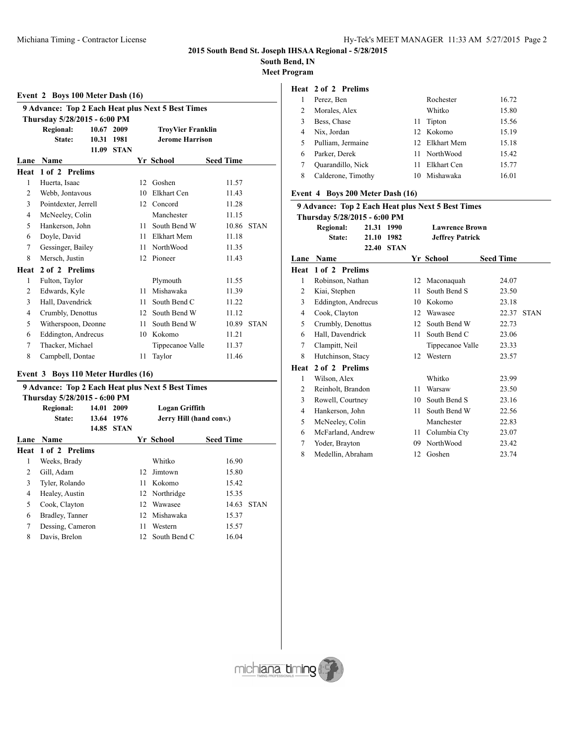## 2015 South Bend St. Joseph IHSAA Regional - 5/28/2015

**South Bend, IN**

**Meet Program**

### Event 2 Boys 100 Meter Dash (16)

**9 Advance: Top 2 Each Heat plus Next 5 Best Times**

**Thursday 5/28/2015 - 6:00 PM**

| | | | |
|---|---|---|---|
| **Regional:** | 10.67 | 2009 | **TroyVier Franklin** |
| **State:** | 10.31 | 1981 | **Jerome Harrison** |
| | 11.09 | STAN | |

| Lane | Name | Yr | School | Seed Time | |
|---|---|---|---|---|---|
| **Heat 1 of 2 Prelims** | | | | | |
| 1 | Huerta, Isaac | 12 | Goshen | 11.57 | |
| 2 | Webb, Jontavous | 10 | Elkhart Cen | 11.43 | |
| 3 | Pointdexter, Jerrell | 12 | Concord | 11.28 | |
| 4 | McNeeley, Colin | | Manchester | 11.15 | |
| 5 | Hankerson, John | 11 | South Bend W | 10.86 | STAN |
| 6 | Doyle, David | 11 | Elkhart Mem | 11.18 | |
| 7 | Gessinger, Bailey | 11 | NorthWood | 11.35 | |
| 8 | Mersch, Justin | 12 | Pioneer | 11.43 | |
| **Heat 2 of 2 Prelims** | | | | | |
| 1 | Fulton, Taylor | | Plymouth | 11.55 | |
| 2 | Edwards, Kyle | 11 | Mishawaka | 11.39 | |
| 3 | Hall, Davendrick | 11 | South Bend C | 11.22 | |
| 4 | Crumbly, Denottus | 12 | South Bend W | 11.12 | |
| 5 | Witherspoon, Deonne | 11 | South Bend W | 10.89 | STAN |
| 6 | Eddington, Andrecus | 10 | Kokomo | 11.21 | |
| 7 | Thacker, Michael | | Tippecanoe Valle | 11.37 | |
| 8 | Campbell, Dontae | 11 | Taylor | 11.46 | |

### Event 3 Boys 110 Meter Hurdles (16)

**9 Advance: Top 2 Each Heat plus Next 5 Best Times**

**Thursday 5/28/2015 - 6:00 PM**

| | | | |
|---|---|---|---|
| **Regional:** | 14.01 | 2009 | **Logan Griffith** |
| **State:** | 13.64 | 1976 | **Jerry Hill (hand conv.)** |
| | 14.85 | STAN | |

| Lane | Name | Yr | School | Seed Time | |
|---|---|---|---|---|---|
| **Heat 1 of 2 Prelims** | | | | | |
| 1 | Weeks, Brady | | Whitko | 16.90 | |
| 2 | Gill, Adam | 12 | Jimtown | 15.80 | |
| 3 | Tyler, Rolando | 11 | Kokomo | 15.42 | |
| 4 | Healey, Austin | 12 | Northridge | 15.35 | |
| 5 | Cook, Clayton | 12 | Wawasee | 14.63 | STAN |
| 6 | Bradley, Tanner | 12 | Mishawaka | 15.37 | |
| 7 | Dessing, Cameron | 11 | Western | 15.57 | |
| 8 | Davis, Brelon | 12 | South Bend C | 16.04 | |
| **Heat 2 of 2 Prelims** | | | | | |
| 1 | Perez, Ben | | Rochester | 16.72 | |
| 2 | Morales, Alex | | Whitko | 15.80 | |
| 3 | Bess, Chase | 11 | Tipton | 15.56 | |
| 4 | Nix, Jordan | 12 | Kokomo | 15.19 | |
| 5 | Pulliam, Jermaine | 12 | Elkhart Mem | 15.18 | |
| 6 | Parker, Derek | 11 | NorthWood | 15.42 | |
| 7 | Quarandillo, Nick | 11 | Elkhart Cen | 15.77 | |
| 8 | Calderone, Timothy | 10 | Mishawaka | 16.01 | |

### Event 4 Boys 200 Meter Dash (16)

**9 Advance: Top 2 Each Heat plus Next 5 Best Times**

**Thursday 5/28/2015 - 6:00 PM**

| | | | |
|---|---|---|---|
| **Regional:** | 21.31 | 1990 | **Lawrence Brown** |
| **State:** | 21.10 | 1982 | **Jeffrey Patrick** |
| | 22.40 | STAN | |

| Lane | Name | Yr | School | Seed Time | |
|---|---|---|---|---|---|
| **Heat 1 of 2 Prelims** | | | | | |
| 1 | Robinson, Nathan | 12 | Maconaquah | 24.07 | |
| 2 | Kiai, Stephen | 11 | South Bend S | 23.50 | |
| 3 | Eddington, Andrecus | 10 | Kokomo | 23.18 | |
| 4 | Cook, Clayton | 12 | Wawasee | 22.37 | STAN |
| 5 | Crumbly, Denottus | 12 | South Bend W | 22.73 | |
| 6 | Hall, Davendrick | 11 | South Bend C | 23.06 | |
| 7 | Clampitt, Neil | | Tippecanoe Valle | 23.33 | |
| 8 | Hutchinson, Stacy | 12 | Western | 23.57 | |
| **Heat 2 of 2 Prelims** | | | | | |
| 1 | Wilson, Alex | | Whitko | 23.99 | |
| 2 | Reinholt, Brandon | 11 | Warsaw | 23.50 | |
| 3 | Rowell, Courtney | 10 | South Bend S | 23.16 | |
| 4 | Hankerson, John | 11 | South Bend W | 22.56 | |
| 5 | McNeeley, Colin | | Manchester | 22.83 | |
| 6 | McFarland, Andrew | 11 | Columbia Cty | 23.07 | |
| 7 | Yoder, Brayton | 09 | NorthWood | 23.42 | |
| 8 | Medellin, Abraham | 12 | Goshen | 23.74 | |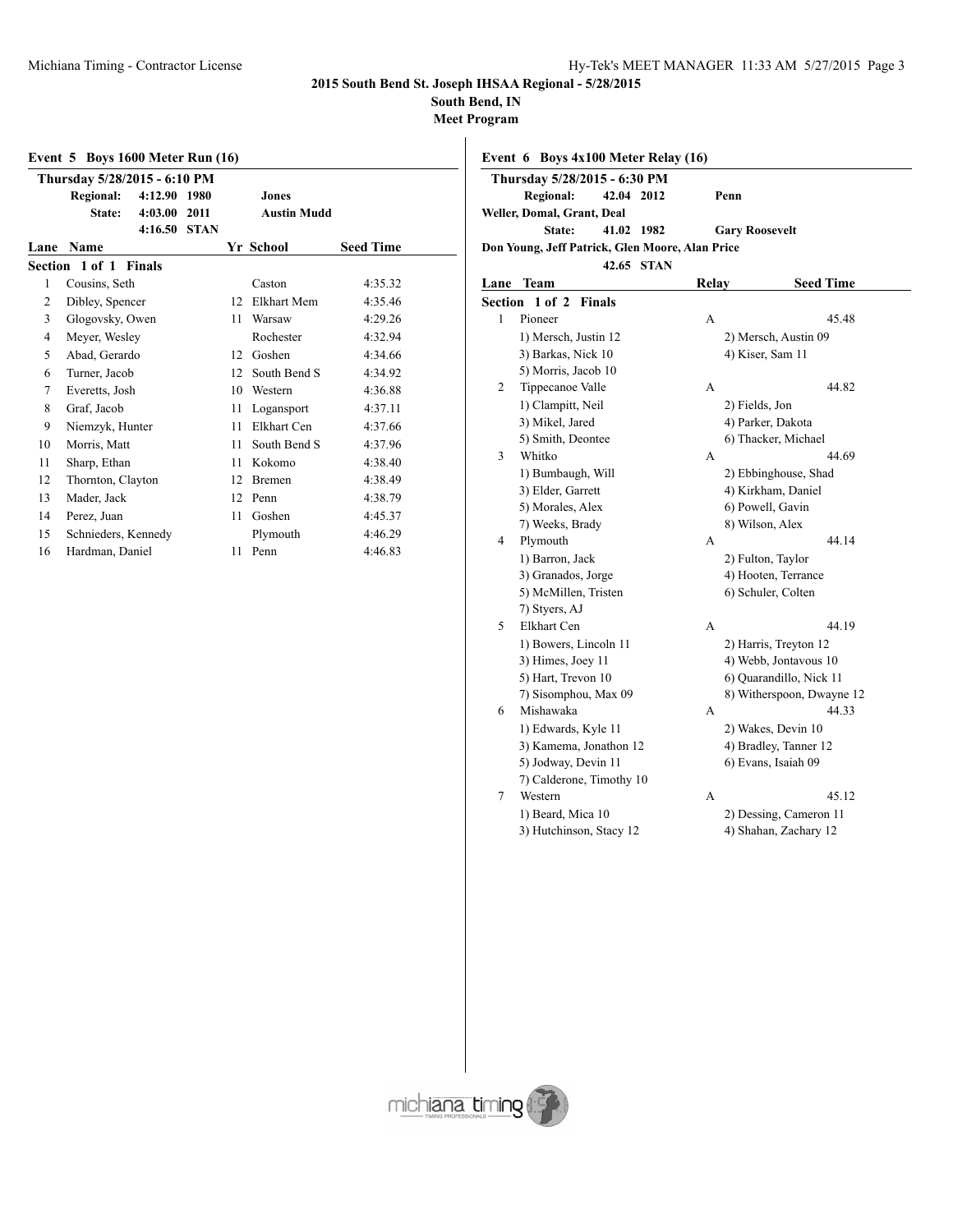## 2015 South Bend St. Joseph IHSAA Regional - 5/28/2015

**South Bend, IN**

**Meet Program**

### Event 5 Boys 1600 Meter Run (16)

**Thursday 5/28/2015 - 6:10 PM**

| | | | |
|---|---|---|---|
| **Regional:** | 4:12.90 | 1980 | Jones |
| **State:** | 4:03.00 | 2011 | Austin Mudd |
| | 4:16.50 | STAN | |

**Section 1 of 1 Finals**

| Lane | Name | Yr | School | Seed Time |
|---|---|---|---|---|
| 1 | Cousins, Seth | | Caston | 4:35.32 |
| 2 | Dibley, Spencer | 12 | Elkhart Mem | 4:35.46 |
| 3 | Glogovsky, Owen | 11 | Warsaw | 4:29.26 |
| 4 | Meyer, Wesley | | Rochester | 4:32.94 |
| 5 | Abad, Gerardo | 12 | Goshen | 4:34.66 |
| 6 | Turner, Jacob | 12 | South Bend S | 4:34.92 |
| 7 | Everetts, Josh | 10 | Western | 4:36.88 |
| 8 | Graf, Jacob | 11 | Logansport | 4:37.11 |
| 9 | Niemzyk, Hunter | 11 | Elkhart Cen | 4:37.66 |
| 10 | Morris, Matt | 11 | South Bend S | 4:37.96 |
| 11 | Sharp, Ethan | 11 | Kokomo | 4:38.40 |
| 12 | Thornton, Clayton | 12 | Bremen | 4:38.49 |
| 13 | Mader, Jack | 12 | Penn | 4:38.79 |
| 14 | Perez, Juan | 11 | Goshen | 4:45.37 |
| 15 | Schnieders, Kennedy | | Plymouth | 4:46.29 |
| 16 | Hardman, Daniel | 11 | Penn | 4:46.83 |

### Event 6 Boys 4x100 Meter Relay (16)

**Thursday 5/28/2015 - 6:30 PM**

**Regional:** 42.04 2012 Penn
Weller, Domal, Grant, Deal

**State:** 41.02 1982 Gary Roosevelt
Don Young, Jeff Patrick, Glen Moore, Alan Price

42.65 STAN

**Section 1 of 2 Finals**

| Lane | Team | Relay | Seed Time |
|---|---|---|---|
| 1 | Pioneer | A | 45.48 |
| | 1) Mersch, Justin 12; 2) Mersch, Austin 09; 3) Barkas, Nick 10; 4) Kiser, Sam 11; 5) Morris, Jacob 10 | | |
| 2 | Tippecanoe Valle | A | 44.82 |
| | 1) Clampitt, Neil; 2) Fields, Jon; 3) Mikel, Jared; 4) Parker, Dakota; 5) Smith, Deontee; 6) Thacker, Michael | | |
| 3 | Whitko | A | 44.69 |
| | 1) Bumbaugh, Will; 2) Ebbinghouse, Shad; 3) Elder, Garrett; 4) Kirkham, Daniel; 5) Morales, Alex; 6) Powell, Gavin; 7) Weeks, Brady; 8) Wilson, Alex | | |
| 4 | Plymouth | A | 44.14 |
| | 1) Barron, Jack; 2) Fulton, Taylor; 3) Granados, Jorge; 4) Hooten, Terrance; 5) McMillen, Tristen; 6) Schuler, Colten; 7) Styers, AJ | | |
| 5 | Elkhart Cen | A | 44.19 |
| | 1) Bowers, Lincoln 11; 2) Harris, Treyton 12; 3) Himes, Joey 11; 4) Webb, Jontavous 10; 5) Hart, Trevon 10; 6) Quarandillo, Nick 11; 7) Sisomphou, Max 09; 8) Witherspoon, Dwayne 12 | | |
| 6 | Mishawaka | A | 44.33 |
| | 1) Edwards, Kyle 11; 2) Wakes, Devin 10; 3) Kamema, Jonathon 12; 4) Bradley, Tanner 12; 5) Jodway, Devin 11; 6) Evans, Isaiah 09; 7) Calderone, Timothy 10 | | |
| 7 | Western | A | 45.12 |
| | 1) Beard, Mica 10; 2) Dessing, Cameron 11; 3) Hutchinson, Stacy 12; 4) Shahan, Zachary 12 | | |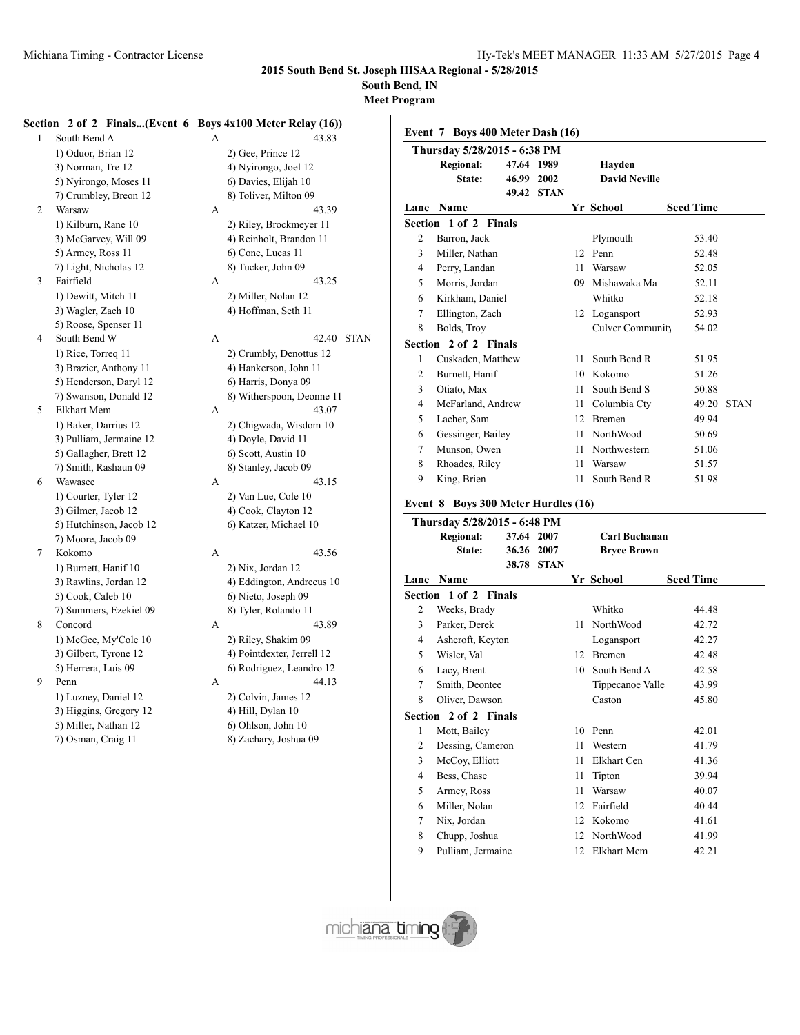## 2015 South Bend St. Joseph IHSAA Regional - 5/28/2015

**South Bend, IN**

**Meet Program**

### Section 2 of 2 Finals...(Event 6 Boys 4x100 Meter Relay (16))

| Lane | Team | Relay | Seed Time | |
|---|---|---|---|---|
| 1 | South Bend A | A | 43.83 | |
| | 1) Oduor, Brian 12 | 2) Gee, Prince 12 | | |
| | 3) Norman, Tre 12 | 4) Nyirongo, Joel 12 | | |
| | 5) Nyirongo, Moses 11 | 6) Davies, Elijah 10 | | |
| | 7) Crumbley, Breon 12 | 8) Toliver, Milton 09 | | |
| 2 | Warsaw | A | 43.39 | |
| | 1) Kilburn, Rane 10 | 2) Riley, Brockmeyer 11 | | |
| | 3) McGarvey, Will 09 | 4) Reinholt, Brandon 11 | | |
| | 5) Armey, Ross 11 | 6) Cone, Lucas 11 | | |
| | 7) Light, Nicholas 12 | 8) Tucker, John 09 | | |
| 3 | Fairfield | A | 43.25 | |
| | 1) Dewitt, Mitch 11 | 2) Miller, Nolan 12 | | |
| | 3) Wagler, Zach 10 | 4) Hoffman, Seth 11 | | |
| | 5) Roose, Spenser 11 | | | |
| 4 | South Bend W | A | 42.40 | STAN |
| | 1) Rice, Torreq 11 | 2) Crumbly, Denottus 12 | | |
| | 3) Brazier, Anthony 11 | 4) Hankerson, John 11 | | |
| | 5) Henderson, Daryl 12 | 6) Harris, Donya 09 | | |
| | 7) Swanson, Donald 12 | 8) Witherspoon, Deonne 11 | | |
| 5 | Elkhart Mem | A | 43.07 | |
| | 1) Baker, Darrius 12 | 2) Chigwada, Wisdom 10 | | |
| | 3) Pulliam, Jermaine 12 | 4) Doyle, David 11 | | |
| | 5) Gallagher, Brett 12 | 6) Scott, Austin 10 | | |
| | 7) Smith, Rashaun 09 | 8) Stanley, Jacob 09 | | |
| 6 | Wawasee | A | 43.15 | |
| | 1) Courter, Tyler 12 | 2) Van Lue, Cole 10 | | |
| | 3) Gilmer, Jacob 12 | 4) Cook, Clayton 12 | | |
| | 5) Hutchinson, Jacob 12 | 6) Katzer, Michael 10 | | |
| | 7) Moore, Jacob 09 | | | |
| 7 | Kokomo | A | 43.56 | |
| | 1) Burnett, Hanif 10 | 2) Nix, Jordan 12 | | |
| | 3) Rawlins, Jordan 12 | 4) Eddington, Andrecus 10 | | |
| | 5) Cook, Caleb 10 | 6) Nieto, Joseph 09 | | |
| | 7) Summers, Ezekiel 09 | 8) Tyler, Rolando 11 | | |
| 8 | Concord | A | 43.89 | |
| | 1) McGee, My'Cole 10 | 2) Riley, Shakim 09 | | |
| | 3) Gilbert, Tyrone 12 | 4) Pointdexter, Jerrell 12 | | |
| | 5) Herrera, Luis 09 | 6) Rodriguez, Leandro 12 | | |
| 9 | Penn | A | 44.13 | |
| | 1) Luzney, Daniel 12 | 2) Colvin, James 12 | | |
| | 3) Higgins, Gregory 12 | 4) Hill, Dylan 10 | | |
| | 5) Miller, Nathan 12 | 6) Ohlson, John 10 | | |
| | 7) Osman, Craig 11 | 8) Zachary, Joshua 09 | | |

### Event 7 Boys 400 Meter Dash (16)

**Thursday 5/28/2015 - 6:38 PM**

| | | | |
|---|---|---|---|
| **Regional:** | 47.64 | 1989 | **Hayden** |
| **State:** | 46.99 | 2002 | **David Neville** |
| | 49.42 | STAN | |

| Lane | Name | Yr | School | Seed Time | |
|---|---|---|---|---|---|
| **Section 1 of 2 Finals** | | | | | |
| 2 | Barron, Jack | | Plymouth | 53.40 | |
| 3 | Miller, Nathan | 12 | Penn | 52.48 | |
| 4 | Perry, Landan | 11 | Warsaw | 52.05 | |
| 5 | Morris, Jordan | 09 | Mishawaka Ma | 52.11 | |
| 6 | Kirkham, Daniel | | Whitko | 52.18 | |
| 7 | Ellington, Zach | 12 | Logansport | 52.93 | |
| 8 | Bolds, Troy | | Culver Community | 54.02 | |
| **Section 2 of 2 Finals** | | | | | |
| 1 | Cuskaden, Matthew | 11 | South Bend R | 51.95 | |
| 2 | Burnett, Hanif | 10 | Kokomo | 51.26 | |
| 3 | Otiato, Max | 11 | South Bend S | 50.88 | |
| 4 | McFarland, Andrew | 11 | Columbia Cty | 49.20 | STAN |
| 5 | Lacher, Sam | 12 | Bremen | 49.94 | |
| 6 | Gessinger, Bailey | 11 | NorthWood | 50.69 | |
| 7 | Munson, Owen | 11 | Northwestern | 51.06 | |
| 8 | Rhoades, Riley | 11 | Warsaw | 51.57 | |
| 9 | King, Brien | 11 | South Bend R | 51.98 | |

### Event 8 Boys 300 Meter Hurdles (16)

**Thursday 5/28/2015 - 6:48 PM**

| | | | |
|---|---|---|---|
| **Regional:** | 37.64 | 2007 | **Carl Buchanan** |
| **State:** | 36.26 | 2007 | **Bryce Brown** |
| | 38.78 | STAN | |

| Lane | Name | Yr | School | Seed Time |
|---|---|---|---|---|
| **Section 1 of 2 Finals** | | | | |
| 2 | Weeks, Brady | | Whitko | 44.48 |
| 3 | Parker, Derek | 11 | NorthWood | 42.72 |
| 4 | Ashcroft, Keyton | | Logansport | 42.27 |
| 5 | Wisler, Val | 12 | Bremen | 42.48 |
| 6 | Lacy, Brent | 10 | South Bend A | 42.58 |
| 7 | Smith, Deontee | | Tippecanoe Valle | 43.99 |
| 8 | Oliver, Dawson | | Caston | 45.80 |
| **Section 2 of 2 Finals** | | | | |
| 1 | Mott, Bailey | 10 | Penn | 42.01 |
| 2 | Dessing, Cameron | 11 | Western | 41.79 |
| 3 | McCoy, Elliott | 11 | Elkhart Cen | 41.36 |
| 4 | Bess, Chase | 11 | Tipton | 39.94 |
| 5 | Armey, Ross | 11 | Warsaw | 40.07 |
| 6 | Miller, Nolan | 12 | Fairfield | 40.44 |
| 7 | Nix, Jordan | 12 | Kokomo | 41.61 |
| 8 | Chupp, Joshua | 12 | NorthWood | 41.99 |
| 9 | Pulliam, Jermaine | 12 | Elkhart Mem | 42.21 |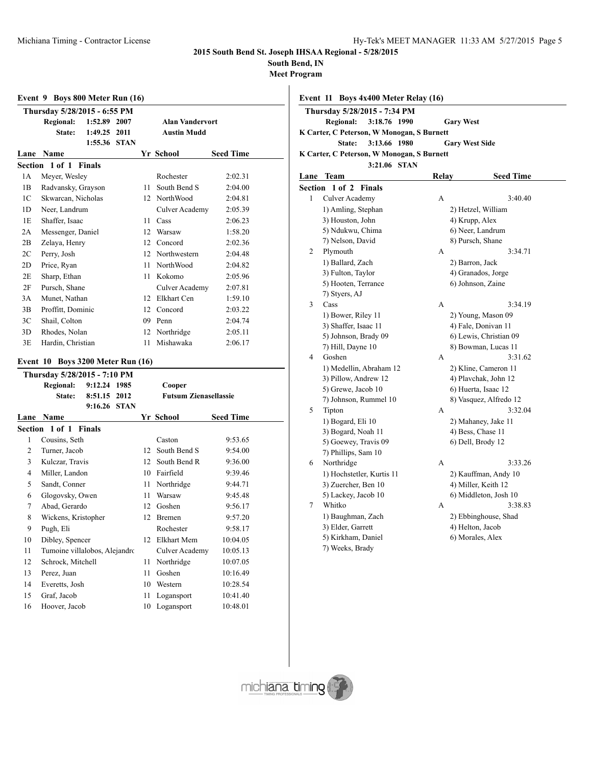**2015 South Bend St. Joseph IHSAA Regional - 5/28/2015**
**South Bend, IN**
**Meet Program**

### Event 9 Boys 800 Meter Run (16)

**Thursday 5/28/2015 - 6:55 PM**

| | | | |
|---|---|---|---|
| **Regional:** | 1:52.89 | 2007 | **Alan Vandervort** |
| **State:** | 1:49.25 | 2011 | **Austin Mudd** |
| | 1:55.36 | **STAN** | |

**Section 1 of 1 Finals**

| Lane | Name | Yr | School | Seed Time |
|---|---|---|---|---|
| 1A | Meyer, Wesley | | Rochester | 2:02.31 |
| 1B | Radvansky, Grayson | 11 | South Bend S | 2:04.00 |
| 1C | Skwarcan, Nicholas | 12 | NorthWood | 2:04.81 |
| 1D | Neer, Landrum | | Culver Academy | 2:05.39 |
| 1E | Shaffer, Isaac | 11 | Cass | 2:06.23 |
| 2A | Messenger, Daniel | 12 | Warsaw | 1:58.20 |
| 2B | Zelaya, Henry | 12 | Concord | 2:02.36 |
| 2C | Perry, Josh | 12 | Northwestern | 2:04.48 |
| 2D | Price, Ryan | 11 | NorthWood | 2:04.82 |
| 2E | Sharp, Ethan | 11 | Kokomo | 2:05.96 |
| 2F | Pursch, Shane | | Culver Academy | 2:07.81 |
| 3A | Munet, Nathan | 12 | Elkhart Cen | 1:59.10 |
| 3B | Proffitt, Dominic | 12 | Concord | 2:03.22 |
| 3C | Shail, Colton | 09 | Penn | 2:04.74 |
| 3D | Rhodes, Nolan | 12 | Northridge | 2:05.11 |
| 3E | Hardin, Christian | 11 | Mishawaka | 2:06.17 |

### Event 10 Boys 3200 Meter Run (16)

**Thursday 5/28/2015 - 7:10 PM**

| | | | |
|---|---|---|---|
| **Regional:** | 9:12.24 | 1985 | **Cooper** |
| **State:** | 8:51.15 | 2012 | **Futsum Zienasellassie** |
| | 9:16.26 | **STAN** | |

**Section 1 of 1 Finals**

| Lane | Name | Yr | School | Seed Time |
|---|---|---|---|---|
| 1 | Cousins, Seth | | Caston | 9:53.65 |
| 2 | Turner, Jacob | 12 | South Bend S | 9:54.00 |
| 3 | Kulczar, Travis | 12 | South Bend R | 9:36.00 |
| 4 | Miller, Landon | 10 | Fairfield | 9:39.46 |
| 5 | Sandt, Conner | 11 | Northridge | 9:44.71 |
| 6 | Glogovsky, Owen | 11 | Warsaw | 9:45.48 |
| 7 | Abad, Gerardo | 12 | Goshen | 9:56.17 |
| 8 | Wickens, Kristopher | 12 | Bremen | 9:57.20 |
| 9 | Pugh, Eli | | Rochester | 9:58.17 |
| 10 | Dibley, Spencer | 12 | Elkhart Mem | 10:04.05 |
| 11 | Tumoine villalobos, Alejandro | | Culver Academy | 10:05.13 |
| 12 | Schrock, Mitchell | 11 | Northridge | 10:07.05 |
| 13 | Perez, Juan | 11 | Goshen | 10:16.49 |
| 14 | Everetts, Josh | 10 | Western | 10:28.54 |
| 15 | Graf, Jacob | 11 | Logansport | 10:41.40 |
| 16 | Hoover, Jacob | 10 | Logansport | 10:48.01 |

### Event 11 Boys 4x400 Meter Relay (16)

**Thursday 5/28/2015 - 7:34 PM**

**Regional:** 3:18.76 1990 **Gary West**
K Carter, C Peterson, W Monogan, S Burnett
**State:** 3:13.66 1980 **Gary West Side**
K Carter, C Peterson, W Monogan, S Burnett
3:21.06 **STAN**

**Section 1 of 2 Finals**

| Lane | Team | Relay | Seed Time |
|---|---|---|---|
| 1 | Culver Academy | A | 3:40.40 |
| | 1) Amling, Stephan; 2) Hetzel, William; 3) Houston, John; 4) Krupp, Alex; 5) Ndukwu, Chima; 6) Neer, Landrum; 7) Nelson, David; 8) Pursch, Shane | | |
| 2 | Plymouth | A | 3:34.71 |
| | 1) Ballard, Zach; 2) Barron, Jack; 3) Fulton, Taylor; 4) Granados, Jorge; 5) Hooten, Terrance; 6) Johnson, Zaine; 7) Styers, AJ | | |
| 3 | Cass | A | 3:34.19 |
| | 1) Bower, Riley 11; 2) Young, Mason 09; 3) Shaffer, Isaac 11; 4) Fale, Donivan 11; 5) Johnson, Brady 09; 6) Lewis, Christian 09; 7) Hill, Dayne 10; 8) Bowman, Lucas 11 | | |
| 4 | Goshen | A | 3:31.62 |
| | 1) Medellin, Abraham 12; 2) Kline, Cameron 11; 3) Pillow, Andrew 12; 4) Plavchak, John 12; 5) Grewe, Jacob 10; 6) Huerta, Isaac 12; 7) Johnson, Rummel 10; 8) Vasquez, Alfredo 12 | | |
| 5 | Tipton | A | 3:32.04 |
| | 1) Bogard, Eli 10; 2) Mahaney, Jake 11; 3) Bogard, Noah 11; 4) Bess, Chase 11; 5) Goewey, Travis 09; 6) Dell, Brody 12; 7) Phillips, Sam 10 | | |
| 6 | Northridge | A | 3:33.26 |
| | 1) Hochstetler, Kurtis 11; 2) Kauffman, Andy 10; 3) Zuercher, Ben 10; 4) Miller, Keith 12; 5) Lackey, Jacob 10; 6) Middleton, Josh 10 | | |
| 7 | Whitko | A | 3:38.83 |
| | 1) Baughman, Zach; 2) Ebbinghouse, Shad; 3) Elder, Garrett; 4) Helton, Jacob; 5) Kirkham, Daniel; 6) Morales, Alex; 7) Weeks, Brady | | |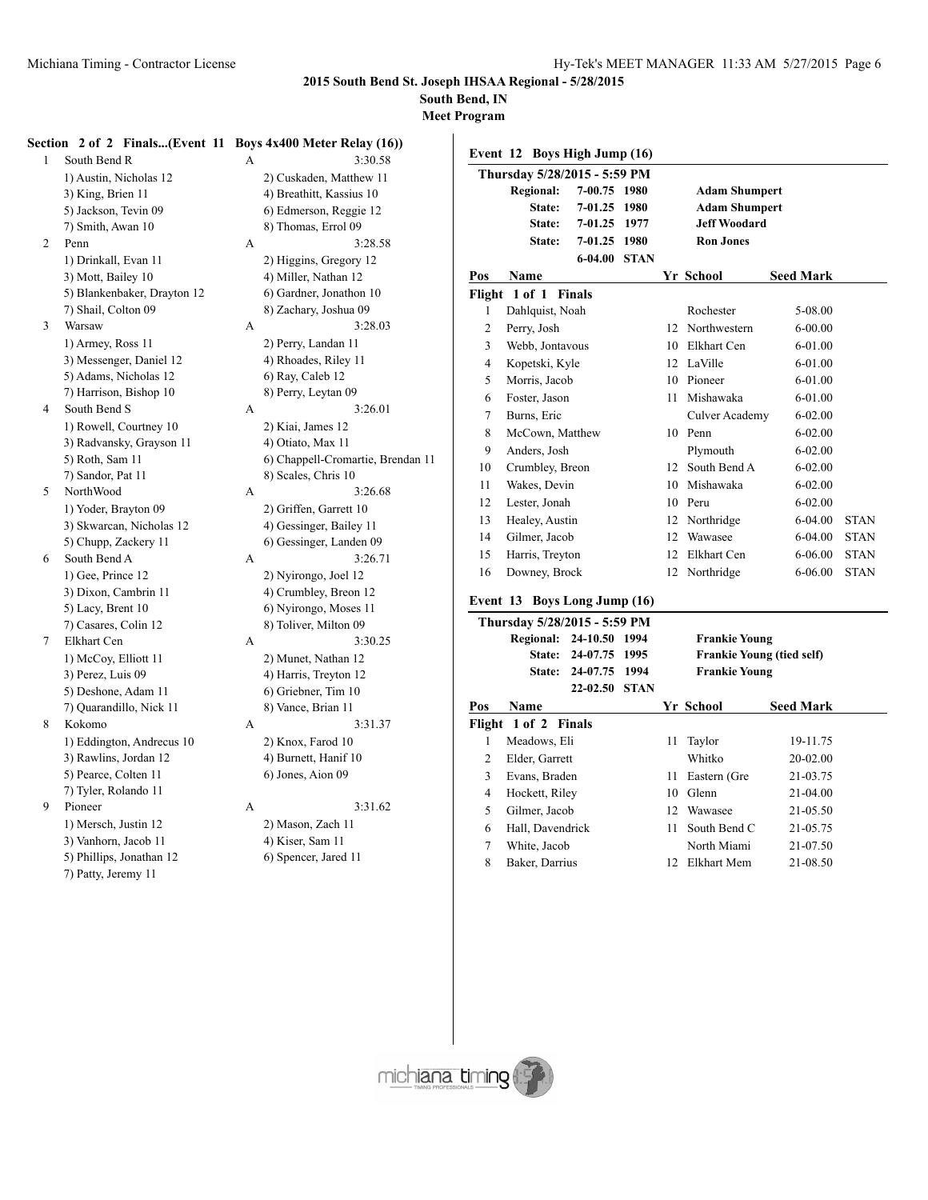# 2015 South Bend St. Joseph IHSAA Regional - 5/28/2015

**South Bend, IN**

**Meet Program**

## Section 2 of 2 Finals...(Event 11 Boys 4x400 Meter Relay (16))

| Lane | Team | Relay | Seed Time |
|---|---|---|---|
| 1 | South Bend R | A | 3:30.58 |
| | 1) Austin, Nicholas 12 | 2) Cuskaden, Matthew 11 | |
| | 3) King, Brien 11 | 4) Breathitt, Kassius 10 | |
| | 5) Jackson, Tevin 09 | 6) Edmerson, Reggie 12 | |
| | 7) Smith, Awan 10 | 8) Thomas, Errol 09 | |
| 2 | Penn | A | 3:28.58 |
| | 1) Drinkall, Evan 11 | 2) Higgins, Gregory 12 | |
| | 3) Mott, Bailey 10 | 4) Miller, Nathan 12 | |
| | 5) Blankenbaker, Drayton 12 | 6) Gardner, Jonathon 10 | |
| | 7) Shail, Colton 09 | 8) Zachary, Joshua 09 | |
| 3 | Warsaw | A | 3:28.03 |
| | 1) Armey, Ross 11 | 2) Perry, Landan 11 | |
| | 3) Messenger, Daniel 12 | 4) Rhoades, Riley 11 | |
| | 5) Adams, Nicholas 12 | 6) Ray, Caleb 12 | |
| | 7) Harrison, Bishop 10 | 8) Perry, Leytan 09 | |
| 4 | South Bend S | A | 3:26.01 |
| | 1) Rowell, Courtney 10 | 2) Kiai, James 12 | |
| | 3) Radvansky, Grayson 11 | 4) Otiato, Max 11 | |
| | 5) Roth, Sam 11 | 6) Chappell-Cromartie, Brendan 11 | |
| | 7) Sandor, Pat 11 | 8) Scales, Chris 10 | |
| 5 | NorthWood | A | 3:26.68 |
| | 1) Yoder, Brayton 09 | 2) Griffen, Garrett 10 | |
| | 3) Skwarcan, Nicholas 12 | 4) Gessinger, Bailey 11 | |
| | 5) Chupp, Zackery 11 | 6) Gessinger, Landen 09 | |
| 6 | South Bend A | A | 3:26.71 |
| | 1) Gee, Prince 12 | 2) Nyirongo, Joel 12 | |
| | 3) Dixon, Cambrin 11 | 4) Crumbley, Breon 12 | |
| | 5) Lacy, Brent 10 | 6) Nyirongo, Moses 11 | |
| | 7) Casares, Colin 12 | 8) Toliver, Milton 09 | |
| 7 | Elkhart Cen | A | 3:30.25 |
| | 1) McCoy, Elliott 11 | 2) Munet, Nathan 12 | |
| | 3) Perez, Luis 09 | 4) Harris, Treyton 12 | |
| | 5) Deshone, Adam 11 | 6) Griebner, Tim 10 | |
| | 7) Quarandillo, Nick 11 | 8) Vance, Brian 11 | |
| 8 | Kokomo | A | 3:31.37 |
| | 1) Eddington, Andrecus 10 | 2) Knox, Farod 10 | |
| | 3) Rawlins, Jordan 12 | 4) Burnett, Hanif 10 | |
| | 5) Pearce, Colten 11 | 6) Jones, Aion 09 | |
| | 7) Tyler, Rolando 11 | | |
| 9 | Pioneer | A | 3:31.62 |
| | 1) Mersch, Justin 12 | 2) Mason, Zach 11 | |
| | 3) Vanhorn, Jacob 11 | 4) Kiser, Sam 11 | |
| | 5) Phillips, Jonathan 12 | 6) Spencer, Jared 11 | |
| | 7) Patty, Jeremy 11 | | |

## Event 12 Boys High Jump (16)

**Thursday 5/28/2015 - 5:59 PM**

| | Mark | Year | Name |
|---|---|---|---|
| Regional: | 7-00.75 | 1980 | Adam Shumpert |
| State: | 7-01.25 | 1980 | Adam Shumpert |
| State: | 7-01.25 | 1977 | Jeff Woodard |
| State: | 7-01.25 | 1980 | Ron Jones |
| | 6-04.00 | STAN | |

| Pos | Name | Yr | School | Seed Mark | |
|---|---|---|---|---|---|
| **Flight 1 of 1 Finals** | | | | | |
| 1 | Dahlquist, Noah | | Rochester | 5-08.00 | |
| 2 | Perry, Josh | 12 | Northwestern | 6-00.00 | |
| 3 | Webb, Jontavous | 10 | Elkhart Cen | 6-01.00 | |
| 4 | Kopetski, Kyle | 12 | LaVille | 6-01.00 | |
| 5 | Morris, Jacob | 10 | Pioneer | 6-01.00 | |
| 6 | Foster, Jason | 11 | Mishawaka | 6-01.00 | |
| 7 | Burns, Eric | | Culver Academy | 6-02.00 | |
| 8 | McCown, Matthew | 10 | Penn | 6-02.00 | |
| 9 | Anders, Josh | | Plymouth | 6-02.00 | |
| 10 | Crumbley, Breon | 12 | South Bend A | 6-02.00 | |
| 11 | Wakes, Devin | 10 | Mishawaka | 6-02.00 | |
| 12 | Lester, Jonah | 10 | Peru | 6-02.00 | |
| 13 | Healey, Austin | 12 | Northridge | 6-04.00 | STAN |
| 14 | Gilmer, Jacob | 12 | Wawasee | 6-04.00 | STAN |
| 15 | Harris, Treyton | 12 | Elkhart Cen | 6-06.00 | STAN |
| 16 | Downey, Brock | 12 | Northridge | 6-06.00 | STAN |

## Event 13 Boys Long Jump (16)

**Thursday 5/28/2015 - 5:59 PM**

| | Mark | Year | Name |
|---|---|---|---|
| Regional: | 24-10.50 | 1994 | Frankie Young |
| State: | 24-07.75 | 1995 | Frankie Young (tied self) |
| State: | 24-07.75 | 1994 | Frankie Young |
| | 22-02.50 | STAN | |

| Pos | Name | Yr | School | Seed Mark |
|---|---|---|---|---|
| **Flight 1 of 2 Finals** | | | | |
| 1 | Meadows, Eli | 11 | Taylor | 19-11.75 |
| 2 | Elder, Garrett | | Whitko | 20-02.00 |
| 3 | Evans, Braden | 11 | Eastern (Gre | 21-03.75 |
| 4 | Hockett, Riley | 10 | Glenn | 21-04.00 |
| 5 | Gilmer, Jacob | 12 | Wawasee | 21-05.50 |
| 6 | Hall, Davendrick | 11 | South Bend C | 21-05.75 |
| 7 | White, Jacob | | North Miami | 21-07.50 |
| 8 | Baker, Darrius | 12 | Elkhart Mem | 21-08.50 |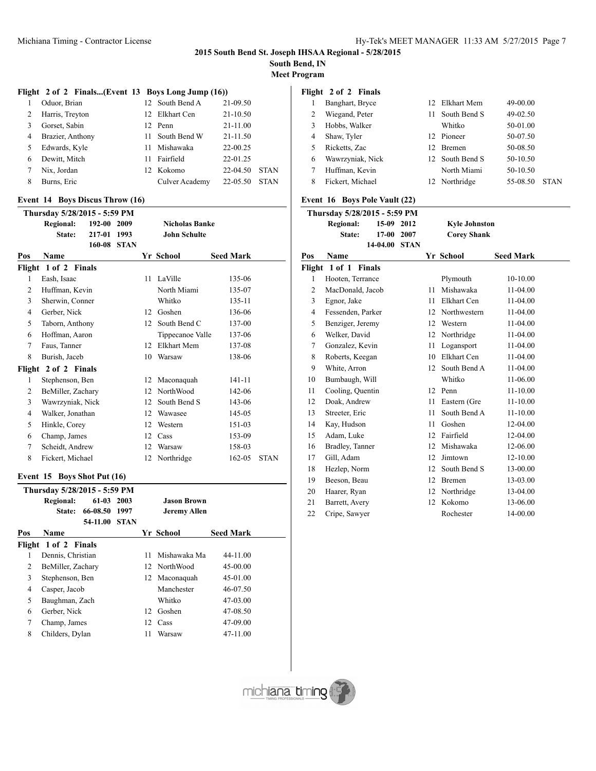## 2015 South Bend St. Joseph IHSAA Regional - 5/28/2015

**South Bend, IN**

**Meet Program**

### Flight 2 of 2 Finals...(Event 13 Boys Long Jump (16))

| Pos | Name | Yr | School | Seed Mark | |
|---|---|---|---|---|---|
| 1 | Oduor, Brian | 12 | South Bend A | 21-09.50 | |
| 2 | Harris, Treyton | 12 | Elkhart Cen | 21-10.50 | |
| 3 | Gorset, Sabin | 12 | Penn | 21-11.00 | |
| 4 | Brazier, Anthony | 11 | South Bend W | 21-11.50 | |
| 5 | Edwards, Kyle | 11 | Mishawaka | 22-00.25 | |
| 6 | Dewitt, Mitch | 11 | Fairfield | 22-01.25 | |
| 7 | Nix, Jordan | 12 | Kokomo | 22-04.50 | STAN |
| 8 | Burns, Eric | | Culver Academy | 22-05.50 | STAN |

### Event 14 Boys Discus Throw (16)

**Thursday 5/28/2015 - 5:59 PM**

| | | | |
|---|---|---|---|
| **Regional:** | 192-00 | 2009 | **Nicholas Banke** |
| **State:** | 217-01 | 1993 | **John Schulte** |
| | 160-08 | STAN | |

| Pos | Name | Yr | School | Seed Mark | |
|---|---|---|---|---|---|
| **Flight 1 of 2 Finals** | | | | | |
| 1 | Eash, Isaac | 11 | LaVille | 135-06 | |
| 2 | Huffman, Kevin | | North Miami | 135-07 | |
| 3 | Sherwin, Conner | | Whitko | 135-11 | |
| 4 | Gerber, Nick | 12 | Goshen | 136-06 | |
| 5 | Taborn, Anthony | 12 | South Bend C | 137-00 | |
| 6 | Hoffman, Aaron | | Tippecanoe Valle | 137-06 | |
| 7 | Faus, Tanner | 12 | Elkhart Mem | 137-08 | |
| 8 | Burish, Jaceb | 10 | Warsaw | 138-06 | |
| **Flight 2 of 2 Finals** | | | | | |
| 1 | Stephenson, Ben | 12 | Maconaquah | 141-11 | |
| 2 | BeMiller, Zachary | 12 | NorthWood | 142-06 | |
| 3 | Wawrzyniak, Nick | 12 | South Bend S | 143-06 | |
| 4 | Walker, Jonathan | 12 | Wawasee | 145-05 | |
| 5 | Hinkle, Corey | 12 | Western | 151-03 | |
| 6 | Champ, James | 12 | Cass | 153-09 | |
| 7 | Scheidt, Andrew | 12 | Warsaw | 158-03 | |
| 8 | Fickert, Michael | 12 | Northridge | 162-05 | STAN |

### Event 15 Boys Shot Put (16)

**Thursday 5/28/2015 - 5:59 PM**

| | | | |
|---|---|---|---|
| **Regional:** | 61-03 | 2003 | **Jason Brown** |
| **State:** | 66-08.50 | 1997 | **Jeremy Allen** |
| | 54-11.00 | STAN | |

| Pos | Name | Yr | School | Seed Mark | |
|---|---|---|---|---|---|
| **Flight 1 of 2 Finals** | | | | | |
| 1 | Dennis, Christian | 11 | Mishawaka Ma | 44-11.00 | |
| 2 | BeMiller, Zachary | 12 | NorthWood | 45-00.00 | |
| 3 | Stephenson, Ben | 12 | Maconaquah | 45-01.00 | |
| 4 | Casper, Jacob | | Manchester | 46-07.50 | |
| 5 | Baughman, Zach | | Whitko | 47-03.00 | |
| 6 | Gerber, Nick | 12 | Goshen | 47-08.50 | |
| 7 | Champ, James | 12 | Cass | 47-09.00 | |
| 8 | Childers, Dylan | 11 | Warsaw | 47-11.00 | |
| **Flight 2 of 2 Finals** | | | | | |
| 1 | Banghart, Bryce | 12 | Elkhart Mem | 49-00.00 | |
| 2 | Wiegand, Peter | 11 | South Bend S | 49-02.50 | |
| 3 | Hobbs, Walker | | Whitko | 50-01.00 | |
| 4 | Shaw, Tyler | 12 | Pioneer | 50-07.50 | |
| 5 | Ricketts, Zac | 12 | Bremen | 50-08.50 | |
| 6 | Wawrzyniak, Nick | 12 | South Bend S | 50-10.50 | |
| 7 | Huffman, Kevin | | North Miami | 50-10.50 | |
| 8 | Fickert, Michael | 12 | Northridge | 55-08.50 | STAN |

### Event 16 Boys Pole Vault (22)

**Thursday 5/28/2015 - 5:59 PM**

| | | | |
|---|---|---|---|
| **Regional:** | 15-09 | 2012 | **Kyle Johnston** |
| **State:** | 17-00 | 2007 | **Corey Shank** |
| | 14-04.00 | STAN | |

| Pos | Name | Yr | School | Seed Mark |
|---|---|---|---|---|
| **Flight 1 of 1 Finals** | | | | |
| 1 | Hooten, Terrance | | Plymouth | 10-10.00 |
| 2 | MacDonald, Jacob | 11 | Mishawaka | 11-04.00 |
| 3 | Egnor, Jake | 11 | Elkhart Cen | 11-04.00 |
| 4 | Fessenden, Parker | 12 | Northwestern | 11-04.00 |
| 5 | Benziger, Jeremy | 12 | Western | 11-04.00 |
| 6 | Welker, David | 12 | Northridge | 11-04.00 |
| 7 | Gonzalez, Kevin | 11 | Logansport | 11-04.00 |
| 8 | Roberts, Keegan | 10 | Elkhart Cen | 11-04.00 |
| 9 | White, Arron | 12 | South Bend A | 11-04.00 |
| 10 | Bumbaugh, Will | | Whitko | 11-06.00 |
| 11 | Cooling, Quentin | 12 | Penn | 11-10.00 |
| 12 | Doak, Andrew | 11 | Eastern (Gre | 11-10.00 |
| 13 | Streeter, Eric | 11 | South Bend A | 11-10.00 |
| 14 | Kay, Hudson | 11 | Goshen | 12-04.00 |
| 15 | Adam, Luke | 12 | Fairfield | 12-04.00 |
| 16 | Bradley, Tanner | 12 | Mishawaka | 12-06.00 |
| 17 | Gill, Adam | 12 | Jimtown | 12-10.00 |
| 18 | Hezlep, Norm | 12 | South Bend S | 13-00.00 |
| 19 | Beeson, Beau | 12 | Bremen | 13-03.00 |
| 20 | Haarer, Ryan | 12 | Northridge | 13-04.00 |
| 21 | Barrett, Avery | 12 | Kokomo | 13-06.00 |
| 22 | Cripe, Sawyer | | Rochester | 14-00.00 |